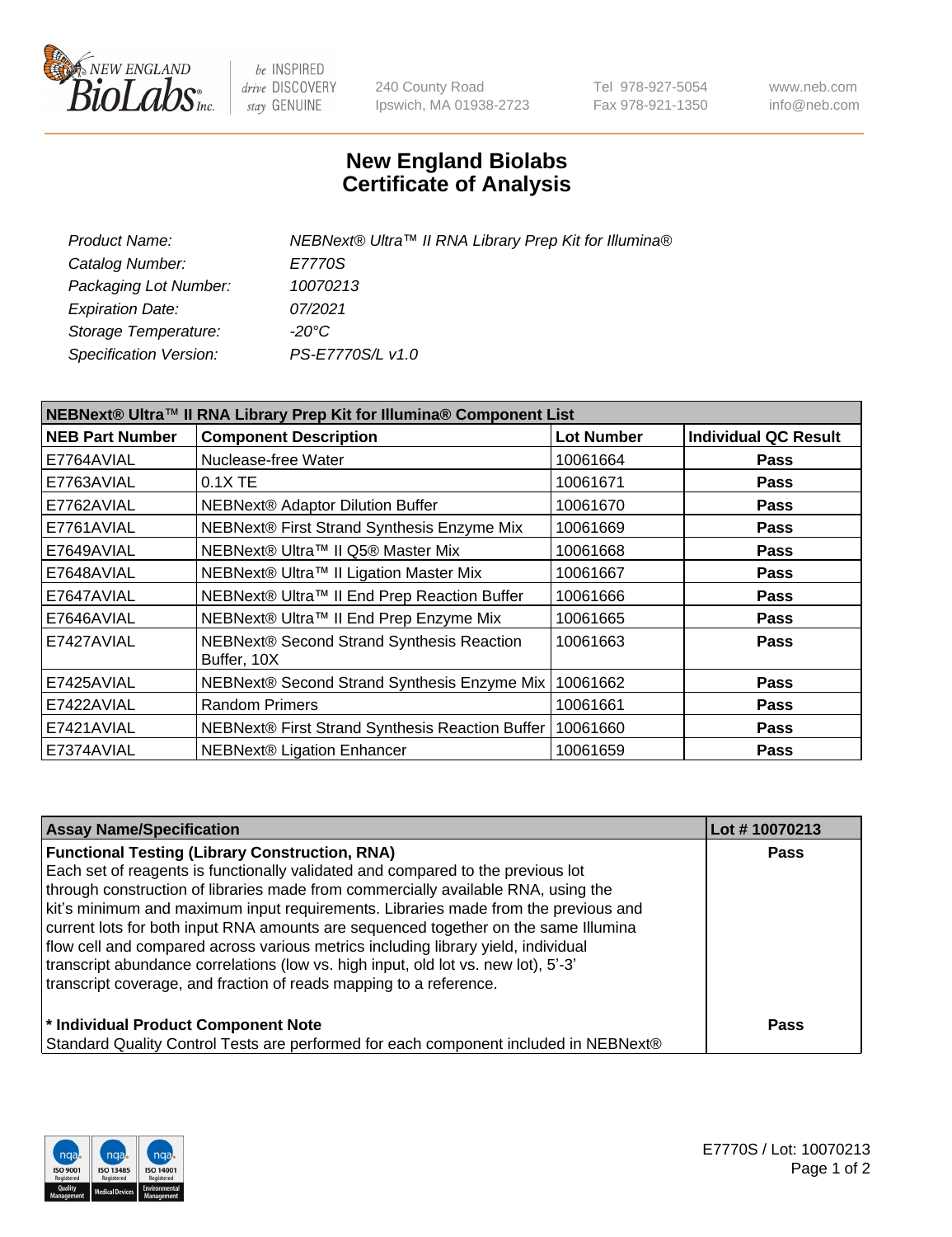# New England Biolabs Certificate of Analysis

| | |
|---|---|
| *Product Name:* | *NEBNext® Ultra™ II RNA Library Prep Kit for Illumina®* |
| *Catalog Number:* | *E7770S* |
| *Packaging Lot Number:* | *10070213* |
| *Expiration Date:* | *07/2021* |
| *Storage Temperature:* | *-20°C* |
| *Specification Version:* | *PS-E7770S/L v1.0* |

| **NEBNext® Ultra™ II RNA Library Prep Kit for Illumina® Component List** | | | |
|---|---|---|---|
| **NEB Part Number** | **Component Description** | **Lot Number** | **Individual QC Result** |
| E7764AVIAL | Nuclease-free Water | 10061664 | **Pass** |
| E7763AVIAL | 0.1X TE | 10061671 | **Pass** |
| E7762AVIAL | NEBNext® Adaptor Dilution Buffer | 10061670 | **Pass** |
| E7761AVIAL | NEBNext® First Strand Synthesis Enzyme Mix | 10061669 | **Pass** |
| E7649AVIAL | NEBNext® Ultra™ II Q5® Master Mix | 10061668 | **Pass** |
| E7648AVIAL | NEBNext® Ultra™ II Ligation Master Mix | 10061667 | **Pass** |
| E7647AVIAL | NEBNext® Ultra™ II End Prep Reaction Buffer | 10061666 | **Pass** |
| E7646AVIAL | NEBNext® Ultra™ II End Prep Enzyme Mix | 10061665 | **Pass** |
| E7427AVIAL | NEBNext® Second Strand Synthesis Reaction Buffer, 10X | 10061663 | **Pass** |
| E7425AVIAL | NEBNext® Second Strand Synthesis Enzyme Mix | 10061662 | **Pass** |
| E7422AVIAL | Random Primers | 10061661 | **Pass** |
| E7421AVIAL | NEBNext® First Strand Synthesis Reaction Buffer | 10061660 | **Pass** |
| E7374AVIAL | NEBNext® Ligation Enhancer | 10061659 | **Pass** |

| **Assay Name/Specification** | **Lot # 10070213** |
|---|---|
| **Functional Testing (Library Construction, RNA)**<br>Each set of reagents is functionally validated and compared to the previous lot through construction of libraries made from commercially available RNA, using the kit's minimum and maximum input requirements. Libraries made from the previous and current lots for both input RNA amounts are sequenced together on the same Illumina flow cell and compared across various metrics including library yield, individual transcript abundance correlations (low vs. high input, old lot vs. new lot), 5'-3' transcript coverage, and fraction of reads mapping to a reference. | **Pass** |
| **\* Individual Product Component Note**<br>Standard Quality Control Tests are performed for each component included in NEBNext® | **Pass** |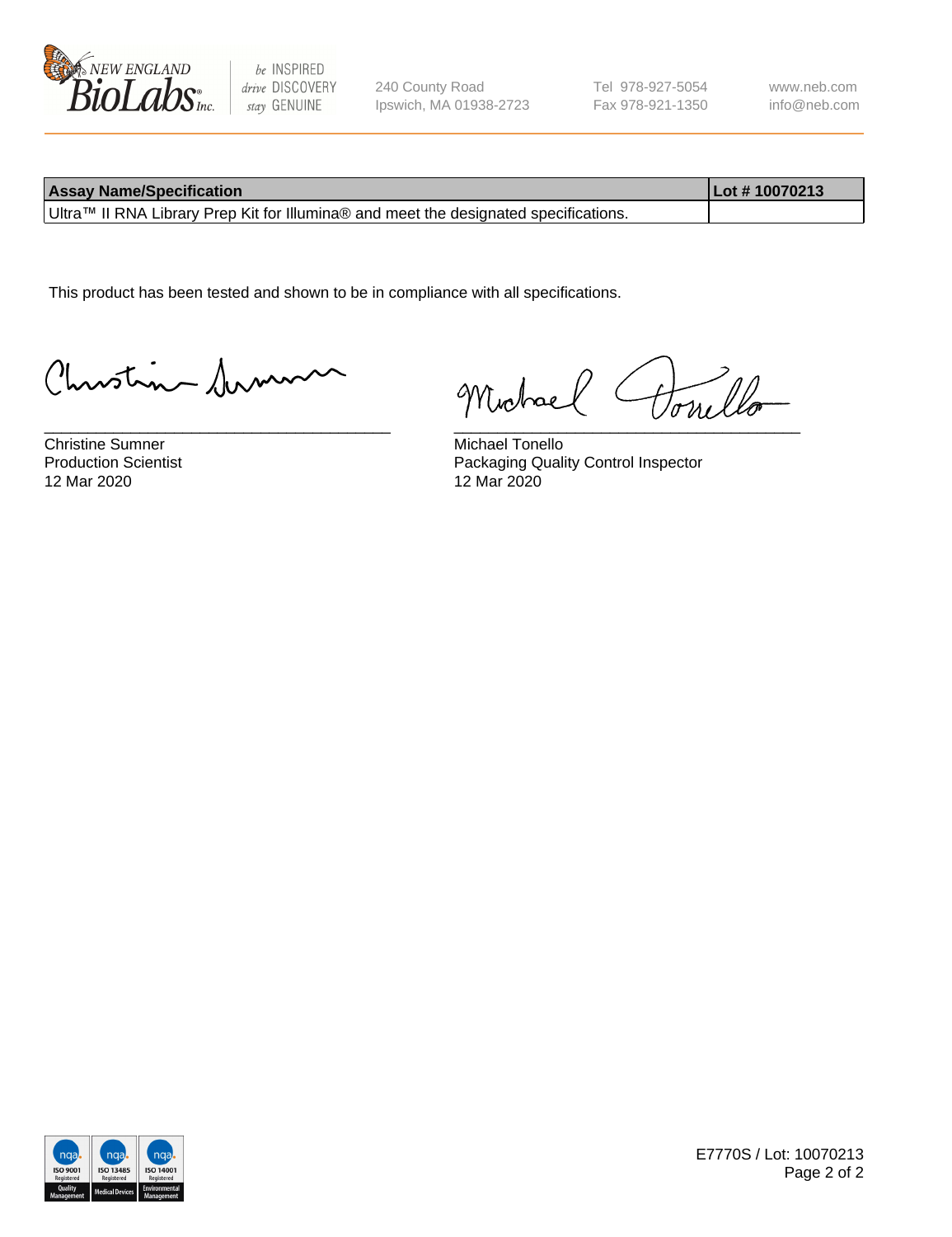| Assay Name/Specification | Lot # 10070213 |
|---|---|
| Ultra™ II RNA Library Prep Kit for Illumina® and meet the designated specifications. | |

This product has been tested and shown to be in compliance with all specifications.

Christine Sumner
Production Scientist
12 Mar 2020

Michael Tonello
Packaging Quality Control Inspector
12 Mar 2020

E7770S / Lot: 10070213